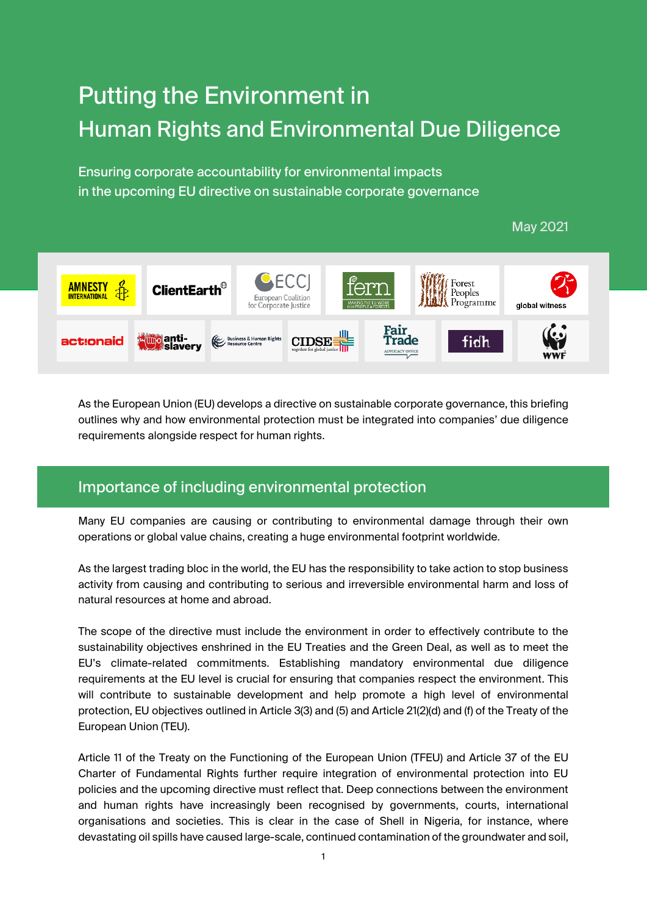# Putting the Environment in Human Rights and Environmental Due Diligence

Ensuring corporate accountability for environmental impacts in the upcoming EU directive on sustainable corporate governance

May 2021

As the European Union (EU) develops a directive on sustainable corporate governance, this briefing outlines why and how environmental protection must be integrated into companies' due diligence requirements alongside respect for human rights.

## Importance of including environmental protection

Many EU companies are causing or contributing to environmental damage through their own operations or global value chains, creating a huge environmental footprint worldwide.

As the largest trading bloc in the world, the EU has the responsibility to take action to stop business activity from causing and contributing to serious and irreversible environmental harm and loss of natural resources at home and abroad.

The scope of the directive must include the environment in order to effectively contribute to the sustainability objectives enshrined in the EU Treaties and the Green Deal, as well as to meet the EU's climate-related commitments. Establishing mandatory environmental due diligence requirements at the EU level is crucial for ensuring that companies respect the environment. This will contribute to sustainable development and help promote a high level of environmental protection, EU objectives outlined in Article 3(3) and (5) and Article 21(2)(d) and (f) of the Treaty of the European Union (TEU).

Article 11 of the Treaty on the Functioning of the European Union (TFEU) and Article 37 of the EU Charter of Fundamental Rights further require integration of environmental protection into EU policies and the upcoming directive must reflect that. Deep connections between the environment and human rights have increasingly been recognised by governments, courts, international organisations and societies. This is clear in the case of Shell in Nigeria, for instance, where devastating oil spills have caused large-scale, continued contamination of the groundwater and soil,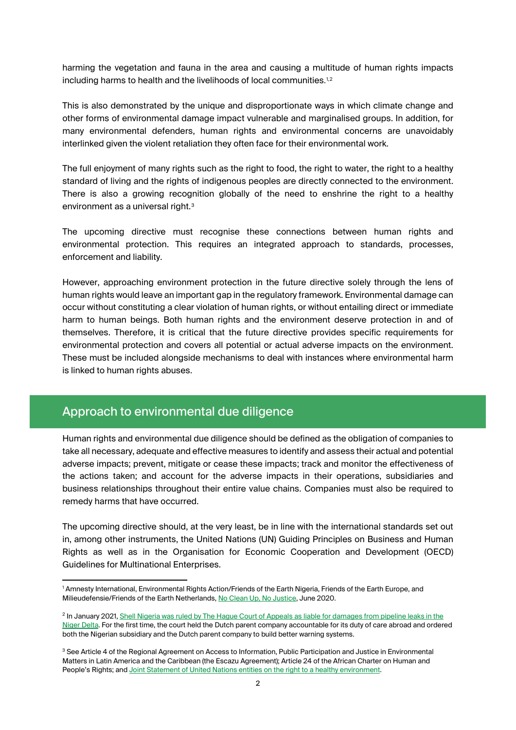harming the vegetation and fauna in the area and causing a multitude of human rights impacts including harms to health and the livelihoods of local communities.[1,2]

This is also demonstrated by the unique and disproportionate ways in which climate change and other forms of environmental damage impact vulnerable and marginalised groups. In addition, for many environmental defenders, human rights and environmental concerns are unavoidably interlinked given the violent retaliation they often face for their environmental work.

The full enjoyment of many rights such as the right to food, the right to water, the right to a healthy standard of living and the rights of indigenous peoples are directly connected to the environment. There is also a growing recognition globally of the need to enshrine the right to a healthy environment as a universal right.[3]

The upcoming directive must recognise these connections between human rights and environmental protection. This requires an integrated approach to standards, processes, enforcement and liability.

However, approaching environment protection in the future directive solely through the lens of human rights would leave an important gap in the regulatory framework. Environmental damage can occur without constituting a clear violation of human rights, or without entailing direct or immediate harm to human beings. Both human rights and the environment deserve protection in and of themselves. Therefore, it is critical that the future directive provides specific requirements for environmental protection and covers all potential or actual adverse impacts on the environment. These must be included alongside mechanisms to deal with instances where environmental harm is linked to human rights abuses.

## Approach to environmental due diligence

Human rights and environmental due diligence should be defined as the obligation of companies to take all necessary, adequate and effective measures to identify and assess their actual and potential adverse impacts; prevent, mitigate or cease these impacts; track and monitor the effectiveness of the actions taken; and account for the adverse impacts in their operations, subsidiaries and business relationships throughout their entire value chains. Companies must also be required to remedy harms that have occurred.

The upcoming directive should, at the very least, be in line with the international standards set out in, among other instruments, the United Nations (UN) Guiding Principles on Business and Human Rights as well as in the Organisation for Economic Cooperation and Development (OECD) Guidelines for Multinational Enterprises.

---

[1] Amnesty International, Environmental Rights Action/Friends of the Earth Nigeria, Friends of the Earth Europe, and Milieudefensie/Friends of the Earth Netherlands, No Clean Up, No Justice, June 2020.

[2] In January 2021, Shell Nigeria was ruled by The Hague Court of Appeals as liable for damages from pipeline leaks in the Niger Delta. For the first time, the court held the Dutch parent company accountable for its duty of care abroad and ordered both the Nigerian subsidiary and the Dutch parent company to build better warning systems.

[3] See Article 4 of the Regional Agreement on Access to Information, Public Participation and Justice in Environmental Matters in Latin America and the Caribbean (the Escazu Agreement); Article 24 of the African Charter on Human and People's Rights; and Joint Statement of United Nations entities on the right to a healthy environment.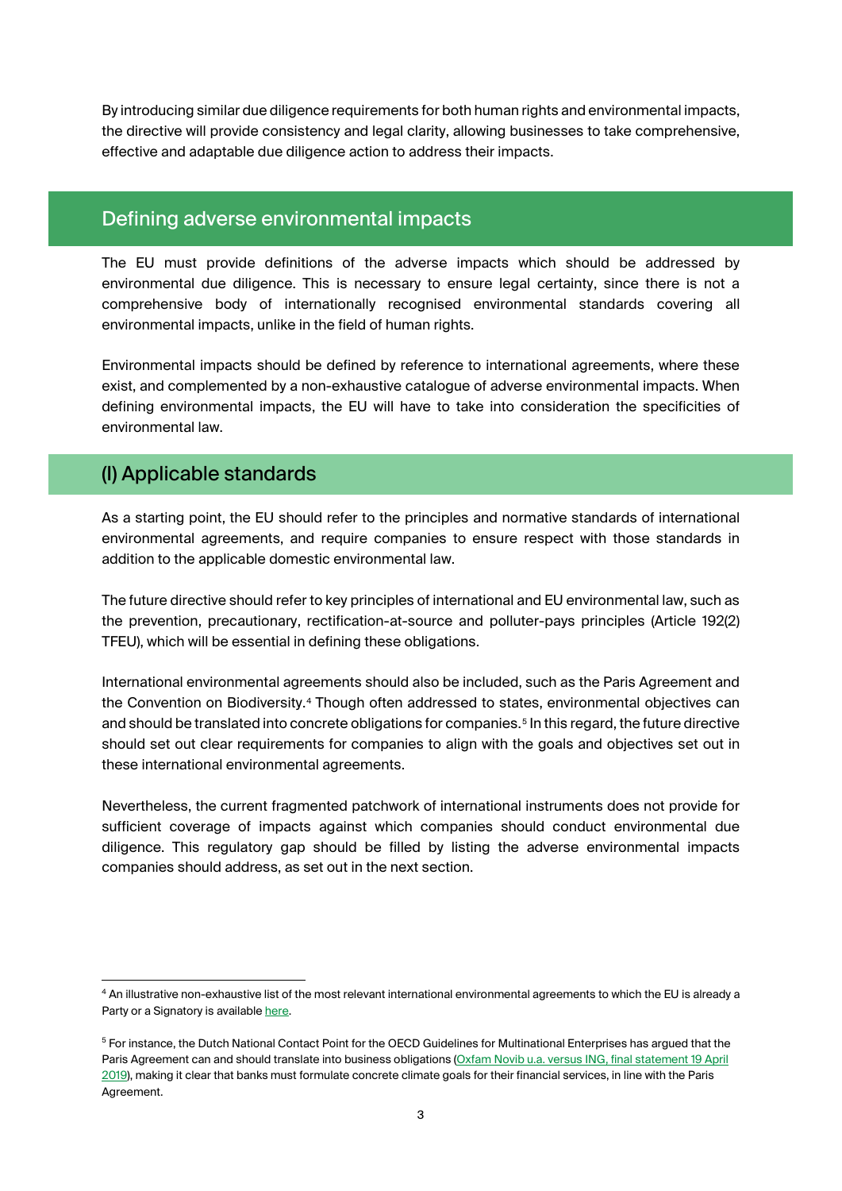By introducing similar due diligence requirements for both human rights and environmental impacts, the directive will provide consistency and legal clarity, allowing businesses to take comprehensive, effective and adaptable due diligence action to address their impacts.

## Defining adverse environmental impacts

The EU must provide definitions of the adverse impacts which should be addressed by environmental due diligence. This is necessary to ensure legal certainty, since there is not a comprehensive body of internationally recognised environmental standards covering all environmental impacts, unlike in the field of human rights.

Environmental impacts should be defined by reference to international agreements, where these exist, and complemented by a non-exhaustive catalogue of adverse environmental impacts. When defining environmental impacts, the EU will have to take into consideration the specificities of environmental law.

### (I) Applicable standards

As a starting point, the EU should refer to the principles and normative standards of international environmental agreements, and require companies to ensure respect with those standards in addition to the applicable domestic environmental law.

The future directive should refer to key principles of international and EU environmental law, such as the prevention, precautionary, rectification-at-source and polluter-pays principles (Article 192(2) TFEU), which will be essential in defining these obligations.

International environmental agreements should also be included, such as the Paris Agreement and the Convention on Biodiversity.[4] Though often addressed to states, environmental objectives can and should be translated into concrete obligations for companies.[5] In this regard, the future directive should set out clear requirements for companies to align with the goals and objectives set out in these international environmental agreements.

Nevertheless, the current fragmented patchwork of international instruments does not provide for sufficient coverage of impacts against which companies should conduct environmental due diligence. This regulatory gap should be filled by listing the adverse environmental impacts companies should address, as set out in the next section.

---

[4] An illustrative non-exhaustive list of the most relevant international environmental agreements to which the EU is already a Party or a Signatory is available here.

[5] For instance, the Dutch National Contact Point for the OECD Guidelines for Multinational Enterprises has argued that the Paris Agreement can and should translate into business obligations (Oxfam Novib u.a. versus ING, final statement 19 April 2019), making it clear that banks must formulate concrete climate goals for their financial services, in line with the Paris Agreement.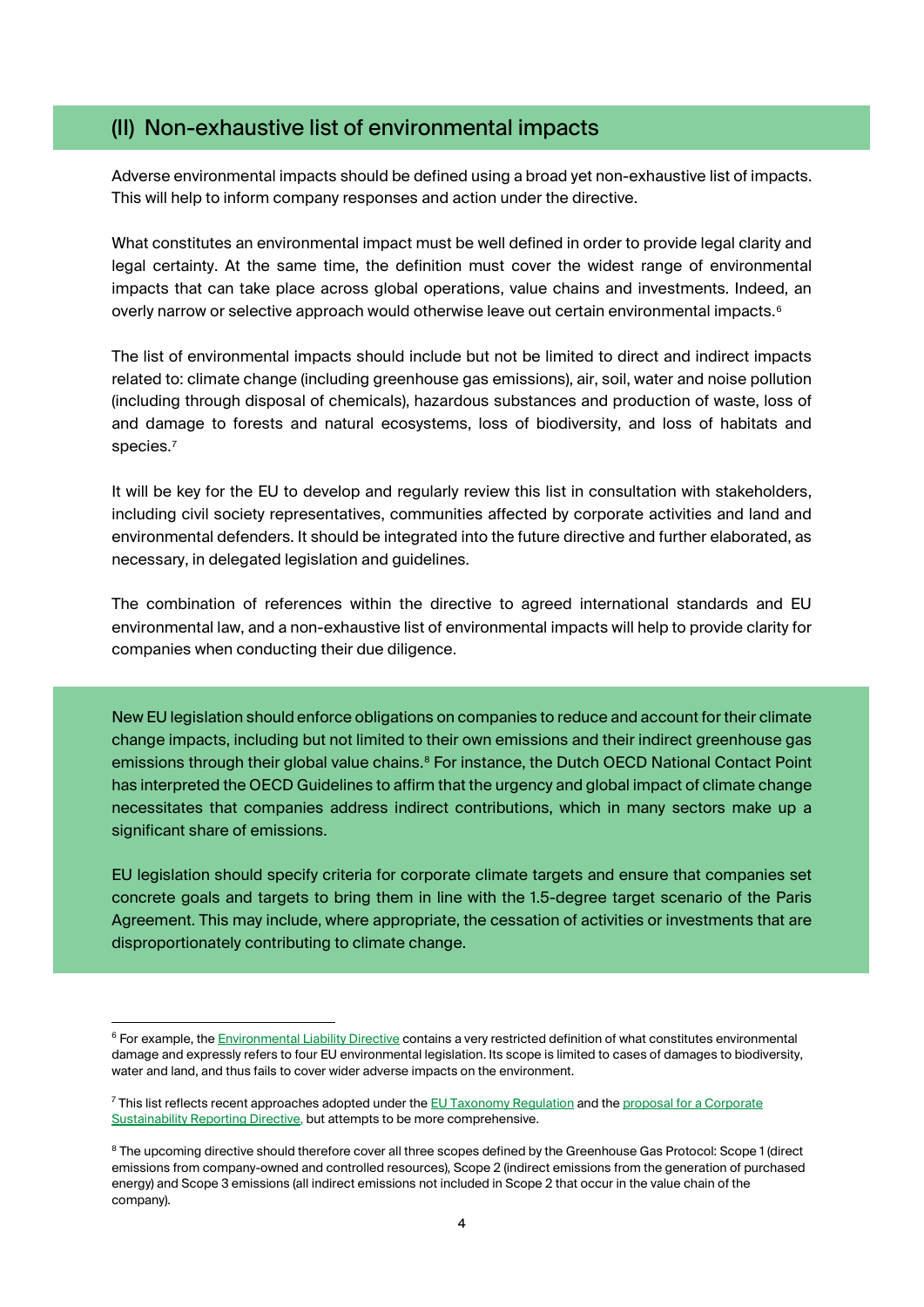## (II) Non-exhaustive list of environmental impacts

Adverse environmental impacts should be defined using a broad yet non-exhaustive list of impacts. This will help to inform company responses and action under the directive.

What constitutes an environmental impact must be well defined in order to provide legal clarity and legal certainty. At the same time, the definition must cover the widest range of environmental impacts that can take place across global operations, value chains and investments. Indeed, an overly narrow or selective approach would otherwise leave out certain environmental impacts.[6]

The list of environmental impacts should include but not be limited to direct and indirect impacts related to: climate change (including greenhouse gas emissions), air, soil, water and noise pollution (including through disposal of chemicals), hazardous substances and production of waste, loss of and damage to forests and natural ecosystems, loss of biodiversity, and loss of habitats and species.[7]

It will be key for the EU to develop and regularly review this list in consultation with stakeholders, including civil society representatives, communities affected by corporate activities and land and environmental defenders. It should be integrated into the future directive and further elaborated, as necessary, in delegated legislation and guidelines.

The combination of references within the directive to agreed international standards and EU environmental law, and a non-exhaustive list of environmental impacts will help to provide clarity for companies when conducting their due diligence.

New EU legislation should enforce obligations on companies to reduce and account for their climate change impacts, including but not limited to their own emissions and their indirect greenhouse gas emissions through their global value chains.[8] For instance, the Dutch OECD National Contact Point has interpreted the OECD Guidelines to affirm that the urgency and global impact of climate change necessitates that companies address indirect contributions, which in many sectors make up a significant share of emissions.

EU legislation should specify criteria for corporate climate targets and ensure that companies set concrete goals and targets to bring them in line with the 1.5-degree target scenario of the Paris Agreement. This may include, where appropriate, the cessation of activities or investments that are disproportionately contributing to climate change.

---

[6] For example, the Environmental Liability Directive contains a very restricted definition of what constitutes environmental damage and expressly refers to four EU environmental legislation. Its scope is limited to cases of damages to biodiversity, water and land, and thus fails to cover wider adverse impacts on the environment.

[7] This list reflects recent approaches adopted under the EU Taxonomy Regulation and the proposal for a Corporate Sustainability Reporting Directive, but attempts to be more comprehensive.

[8] The upcoming directive should therefore cover all three scopes defined by the Greenhouse Gas Protocol: Scope 1 (direct emissions from company-owned and controlled resources), Scope 2 (indirect emissions from the generation of purchased energy) and Scope 3 emissions (all indirect emissions not included in Scope 2 that occur in the value chain of the company).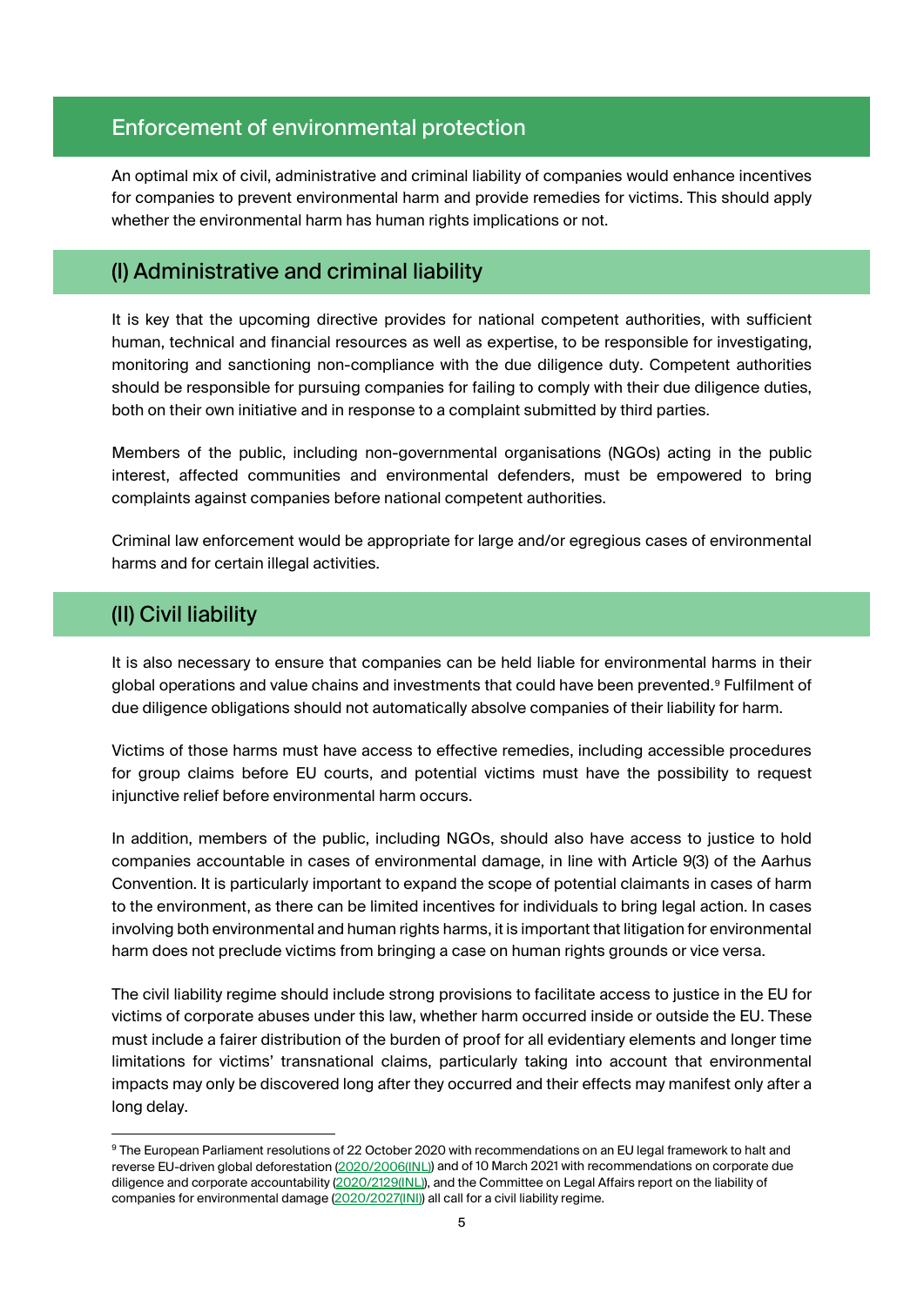## Enforcement of environmental protection

An optimal mix of civil, administrative and criminal liability of companies would enhance incentives for companies to prevent environmental harm and provide remedies for victims. This should apply whether the environmental harm has human rights implications or not.

### (I) Administrative and criminal liability

It is key that the upcoming directive provides for national competent authorities, with sufficient human, technical and financial resources as well as expertise, to be responsible for investigating, monitoring and sanctioning non-compliance with the due diligence duty. Competent authorities should be responsible for pursuing companies for failing to comply with their due diligence duties, both on their own initiative and in response to a complaint submitted by third parties.

Members of the public, including non-governmental organisations (NGOs) acting in the public interest, affected communities and environmental defenders, must be empowered to bring complaints against companies before national competent authorities.

Criminal law enforcement would be appropriate for large and/or egregious cases of environmental harms and for certain illegal activities.

### (II) Civil liability

It is also necessary to ensure that companies can be held liable for environmental harms in their global operations and value chains and investments that could have been prevented.[9] Fulfilment of due diligence obligations should not automatically absolve companies of their liability for harm.

Victims of those harms must have access to effective remedies, including accessible procedures for group claims before EU courts, and potential victims must have the possibility to request injunctive relief before environmental harm occurs.

In addition, members of the public, including NGOs, should also have access to justice to hold companies accountable in cases of environmental damage, in line with Article 9(3) of the Aarhus Convention. It is particularly important to expand the scope of potential claimants in cases of harm to the environment, as there can be limited incentives for individuals to bring legal action. In cases involving both environmental and human rights harms, it is important that litigation for environmental harm does not preclude victims from bringing a case on human rights grounds or vice versa.

The civil liability regime should include strong provisions to facilitate access to justice in the EU for victims of corporate abuses under this law, whether harm occurred inside or outside the EU. These must include a fairer distribution of the burden of proof for all evidentiary elements and longer time limitations for victims' transnational claims, particularly taking into account that environmental impacts may only be discovered long after they occurred and their effects may manifest only after a long delay.

---

[9] The European Parliament resolutions of 22 October 2020 with recommendations on an EU legal framework to halt and reverse EU-driven global deforestation (2020/2006(INL)) and of 10 March 2021 with recommendations on corporate due diligence and corporate accountability (2020/2129(INL)), and the Committee on Legal Affairs report on the liability of companies for environmental damage (2020/2027(INI)) all call for a civil liability regime.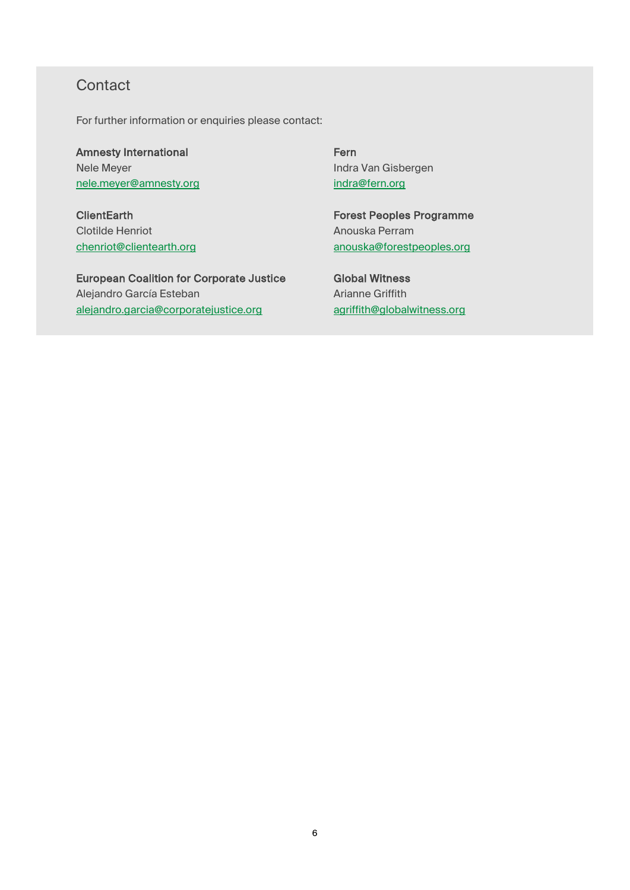## Contact

For further information or enquiries please contact:

**Amnesty International**
Nele Meyer
nele.meyer@amnesty.org

**ClientEarth**
Clotilde Henriot
chenriot@clientearth.org

**European Coalition for Corporate Justice**
Alejandro García Esteban
alejandro.garcia@corporatejustice.org

**Fern**
Indra Van Gisbergen
indra@fern.org

**Forest Peoples Programme**
Anouska Perram
anouska@forestpeoples.org

**Global Witness**
Arianne Griffith
agriffith@globalwitness.org